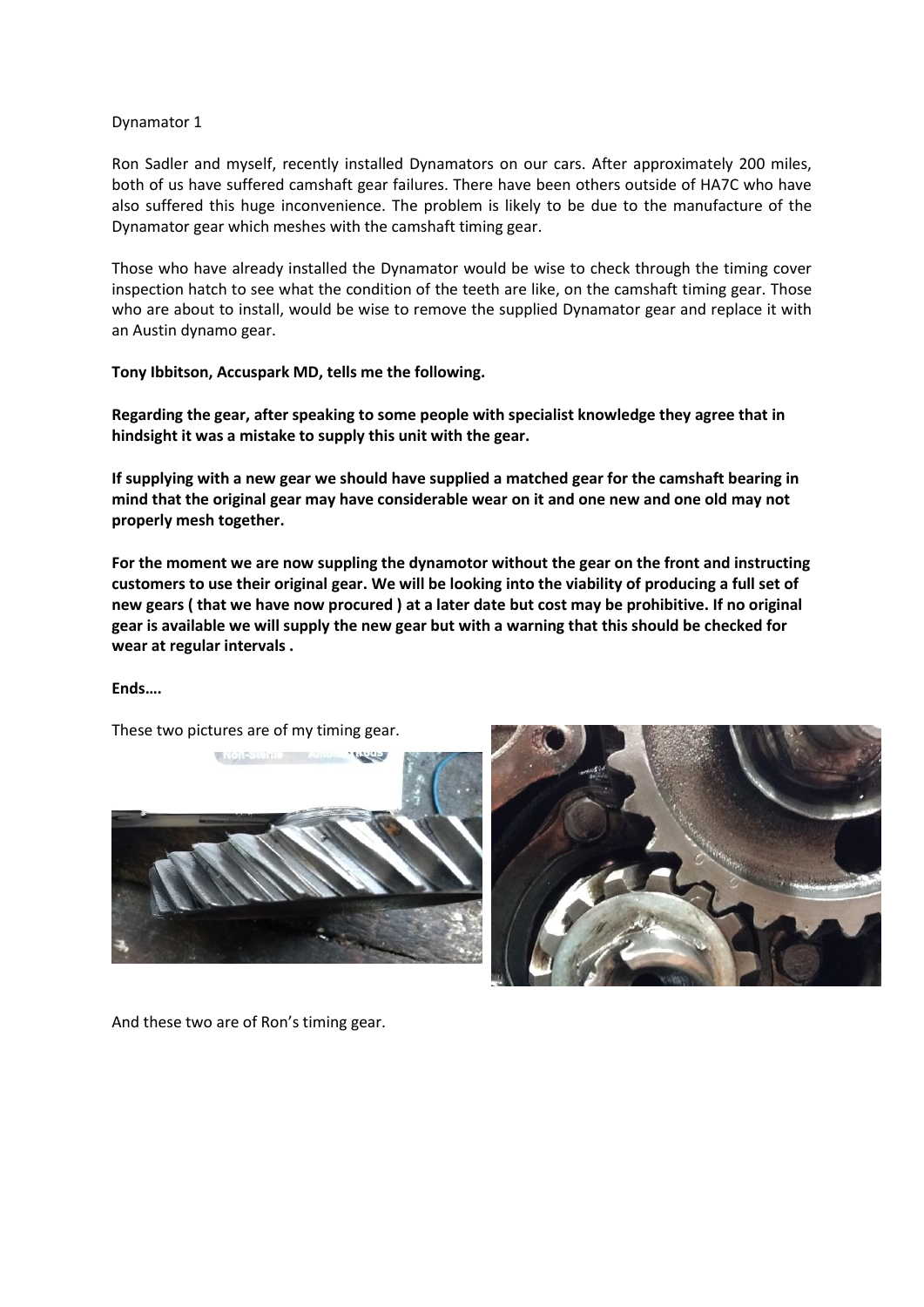Dynamator 1

Ron Sadler and myself, recently installed Dynamators on our cars. After approximately 200 miles, both of us have suffered camshaft gear failures. There have been others outside of HA7C who have also suffered this huge inconvenience. The problem is likely to be due to the manufacture of the Dynamator gear which meshes with the camshaft timing gear.

Those who have already installed the Dynamator would be wise to check through the timing cover inspection hatch to see what the condition of the teeth are like, on the camshaft timing gear. Those who are about to install, would be wise to remove the supplied Dynamator gear and replace it with an Austin dynamo gear.

**Tony Ibbitson, Accuspark MD, tells me the following.**

**Regarding the gear, after speaking to some people with specialist knowledge they agree that in hindsight it was a mistake to supply this unit with the gear.**

**If supplying with a new gear we should have supplied a matched gear for the camshaft bearing in mind that the original gear may have considerable wear on it and one new and one old may not properly mesh together.**

**For the moment we are now suppling the dynamotor without the gear on the front and instructing customers to use their original gear. We will be looking into the viability of producing a full set of new gears ( that we have now procured ) at a later date but cost may be prohibitive. If no original gear is available we will supply the new gear but with a warning that this should be checked for wear at regular intervals .**

**Ends….**

These two pictures are of my timing gear.

And these two are of Ron's timing gear.